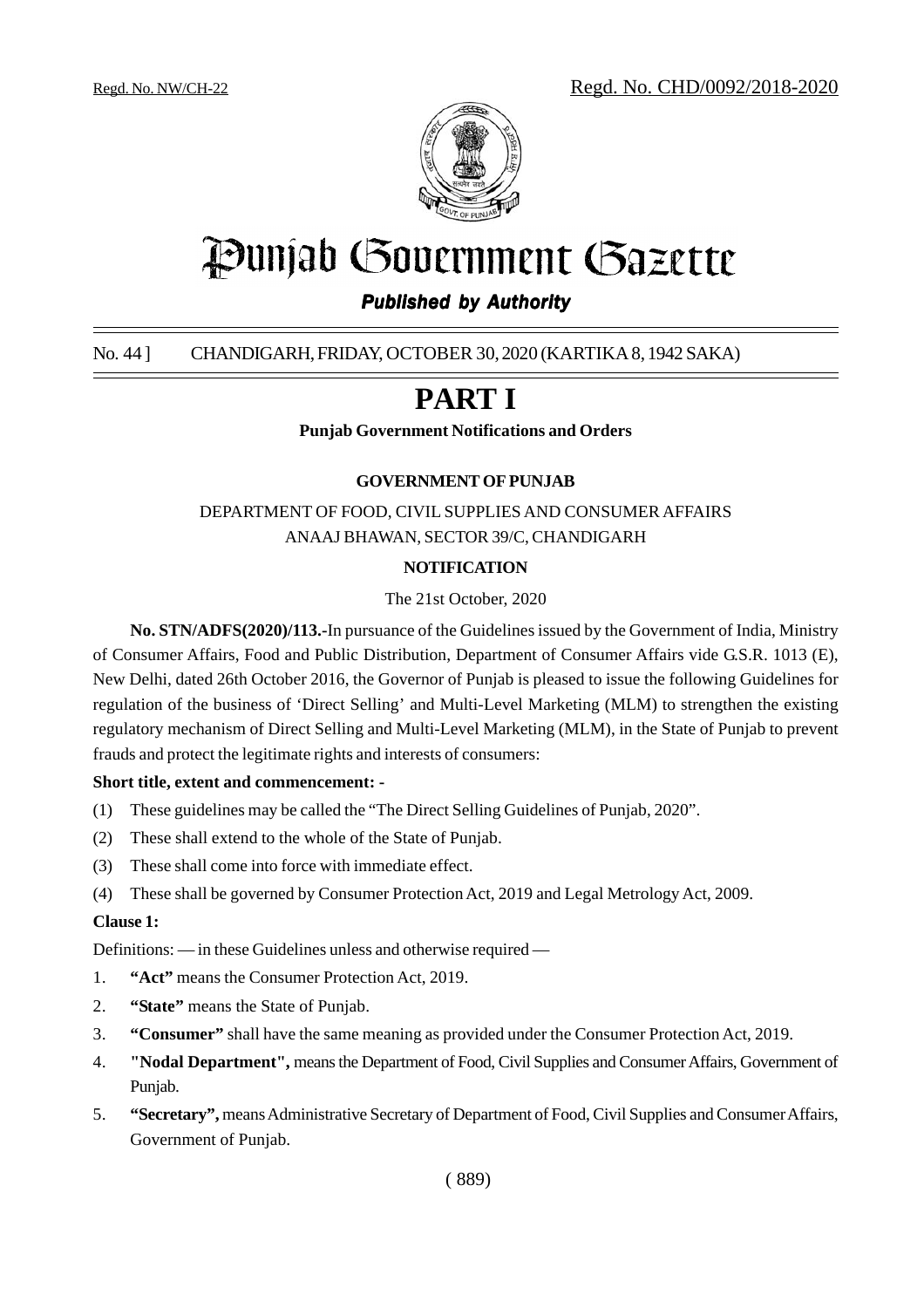Regd. No. NW/CH-22 Regd. No. CHD/0092/2018-2020

# Punjab Government Gazette

***Published by Authority***

No. 44 ] CHANDIGARH, FRIDAY, OCTOBER 30, 2020 (KARTIKA 8, 1942 SAKA)

# PART I

**Punjab Government Notifications and Orders**

**GOVERNMENT OF PUNJAB**

DEPARTMENT OF FOOD, CIVIL SUPPLIES AND CONSUMER AFFAIRS
ANAAJ BHAWAN, SECTOR 39/C, CHANDIGARH

**NOTIFICATION**

The 21st October, 2020

**No. STN/ADFS(2020)/113.-**In pursuance of the Guidelines issued by the Government of India, Ministry of Consumer Affairs, Food and Public Distribution, Department of Consumer Affairs vide G.S.R. 1013 (E), New Delhi, dated 26th October 2016, the Governor of Punjab is pleased to issue the following Guidelines for regulation of the business of 'Direct Selling' and Multi-Level Marketing (MLM) to strengthen the existing regulatory mechanism of Direct Selling and Multi-Level Marketing (MLM), in the State of Punjab to prevent frauds and protect the legitimate rights and interests of consumers:

**Short title, extent and commencement: -**

(1) These guidelines may be called the "The Direct Selling Guidelines of Punjab, 2020".

(2) These shall extend to the whole of the State of Punjab.

(3) These shall come into force with immediate effect.

(4) These shall be governed by Consumer Protection Act, 2019 and Legal Metrology Act, 2009.

**Clause 1:**

Definitions: — in these Guidelines unless and otherwise required —

1. **"Act"** means the Consumer Protection Act, 2019.
2. **"State"** means the State of Punjab.
3. **"Consumer"** shall have the same meaning as provided under the Consumer Protection Act, 2019.
4. **"Nodal Department",** means the Department of Food, Civil Supplies and Consumer Affairs, Government of Punjab.
5. **"Secretary",** means Administrative Secretary of Department of Food, Civil Supplies and Consumer Affairs, Government of Punjab.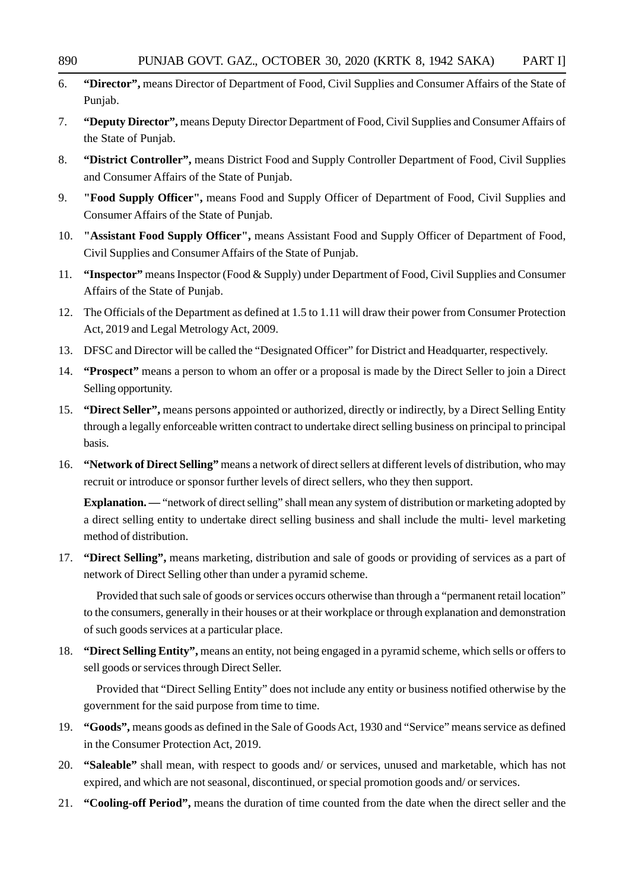6. **"Director",** means Director of Department of Food, Civil Supplies and Consumer Affairs of the State of Punjab.

7. **"Deputy Director",** means Deputy Director Department of Food, Civil Supplies and Consumer Affairs of the State of Punjab.

8. **"District Controller",** means District Food and Supply Controller Department of Food, Civil Supplies and Consumer Affairs of the State of Punjab.

9. **"Food Supply Officer",** means Food and Supply Officer of Department of Food, Civil Supplies and Consumer Affairs of the State of Punjab.

10. **"Assistant Food Supply Officer",** means Assistant Food and Supply Officer of Department of Food, Civil Supplies and Consumer Affairs of the State of Punjab.

11. **"Inspector"** means Inspector (Food & Supply) under Department of Food, Civil Supplies and Consumer Affairs of the State of Punjab.

12. The Officials of the Department as defined at 1.5 to 1.11 will draw their power from Consumer Protection Act, 2019 and Legal Metrology Act, 2009.

13. DFSC and Director will be called the "Designated Officer" for District and Headquarter, respectively.

14. **"Prospect"** means a person to whom an offer or a proposal is made by the Direct Seller to join a Direct Selling opportunity.

15. **"Direct Seller",** means persons appointed or authorized, directly or indirectly, by a Direct Selling Entity through a legally enforceable written contract to undertake direct selling business on principal to principal basis.

16. **"Network of Direct Selling"** means a network of direct sellers at different levels of distribution, who may recruit or introduce or sponsor further levels of direct sellers, who they then support.

    **Explanation. —** "network of direct selling" shall mean any system of distribution or marketing adopted by a direct selling entity to undertake direct selling business and shall include the multi- level marketing method of distribution.

17. **"Direct Selling",** means marketing, distribution and sale of goods or providing of services as a part of network of Direct Selling other than under a pyramid scheme.

    Provided that such sale of goods or services occurs otherwise than through a "permanent retail location" to the consumers, generally in their houses or at their workplace or through explanation and demonstration of such goods services at a particular place.

18. **"Direct Selling Entity",** means an entity, not being engaged in a pyramid scheme, which sells or offers to sell goods or services through Direct Seller.

    Provided that "Direct Selling Entity" does not include any entity or business notified otherwise by the government for the said purpose from time to time.

19. **"Goods",** means goods as defined in the Sale of Goods Act, 1930 and "Service" means service as defined in the Consumer Protection Act, 2019.

20. **"Saleable"** shall mean, with respect to goods and/ or services, unused and marketable, which has not expired, and which are not seasonal, discontinued, or special promotion goods and/ or services.

21. **"Cooling-off Period",** means the duration of time counted from the date when the direct seller and the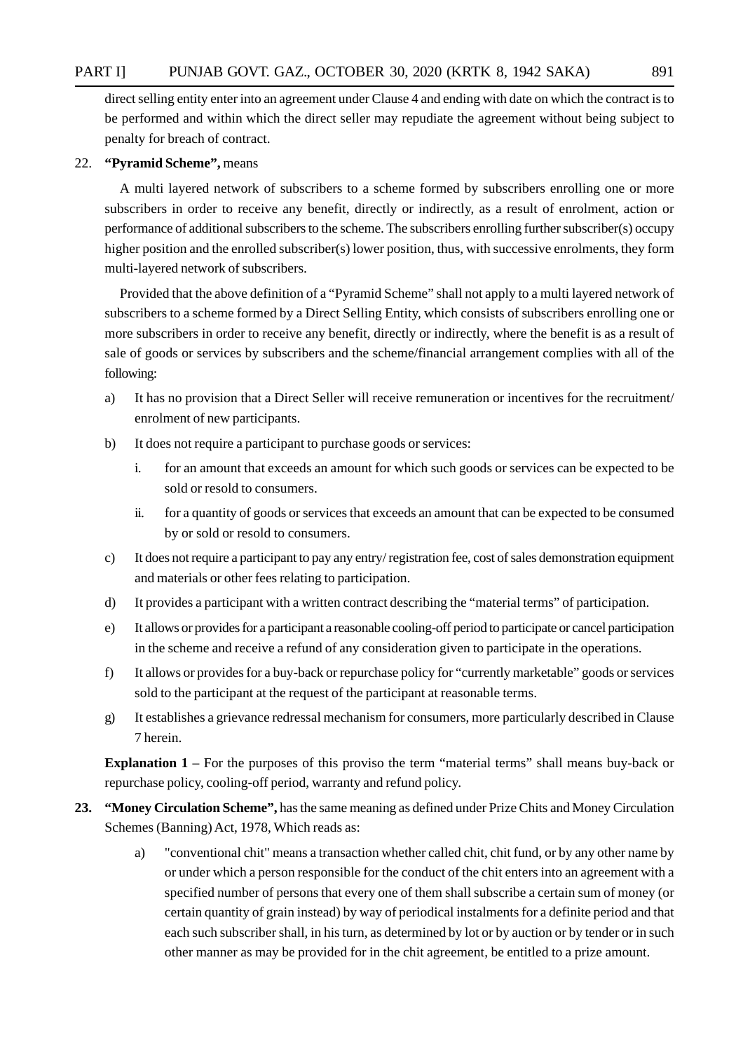direct selling entity enter into an agreement under Clause 4 and ending with date on which the contract is to be performed and within which the direct seller may repudiate the agreement without being subject to penalty for breach of contract.

22. **"Pyramid Scheme",** means

A multi layered network of subscribers to a scheme formed by subscribers enrolling one or more subscribers in order to receive any benefit, directly or indirectly, as a result of enrolment, action or performance of additional subscribers to the scheme. The subscribers enrolling further subscriber(s) occupy higher position and the enrolled subscriber(s) lower position, thus, with successive enrolments, they form multi-layered network of subscribers.

Provided that the above definition of a "Pyramid Scheme" shall not apply to a multi layered network of subscribers to a scheme formed by a Direct Selling Entity, which consists of subscribers enrolling one or more subscribers in order to receive any benefit, directly or indirectly, where the benefit is as a result of sale of goods or services by subscribers and the scheme/financial arrangement complies with all of the following:

a) It has no provision that a Direct Seller will receive remuneration or incentives for the recruitment/ enrolment of new participants.

b) It does not require a participant to purchase goods or services:

   i. for an amount that exceeds an amount for which such goods or services can be expected to be sold or resold to consumers.

   ii. for a quantity of goods or services that exceeds an amount that can be expected to be consumed by or sold or resold to consumers.

c) It does not require a participant to pay any entry/ registration fee, cost of sales demonstration equipment and materials or other fees relating to participation.

d) It provides a participant with a written contract describing the "material terms" of participation.

e) It allows or provides for a participant a reasonable cooling-off period to participate or cancel participation in the scheme and receive a refund of any consideration given to participate in the operations.

f) It allows or provides for a buy-back or repurchase policy for "currently marketable" goods or services sold to the participant at the request of the participant at reasonable terms.

g) It establishes a grievance redressal mechanism for consumers, more particularly described in Clause 7 herein.

**Explanation 1 –** For the purposes of this proviso the term "material terms" shall means buy-back or repurchase policy, cooling-off period, warranty and refund policy.

**23. "Money Circulation Scheme",** has the same meaning as defined under Prize Chits and Money Circulation Schemes (Banning) Act, 1978, Which reads as:

a) "conventional chit" means a transaction whether called chit, chit fund, or by any other name by or under which a person responsible for the conduct of the chit enters into an agreement with a specified number of persons that every one of them shall subscribe a certain sum of money (or certain quantity of grain instead) by way of periodical instalments for a definite period and that each such subscriber shall, in his turn, as determined by lot or by auction or by tender or in such other manner as may be provided for in the chit agreement, be entitled to a prize amount.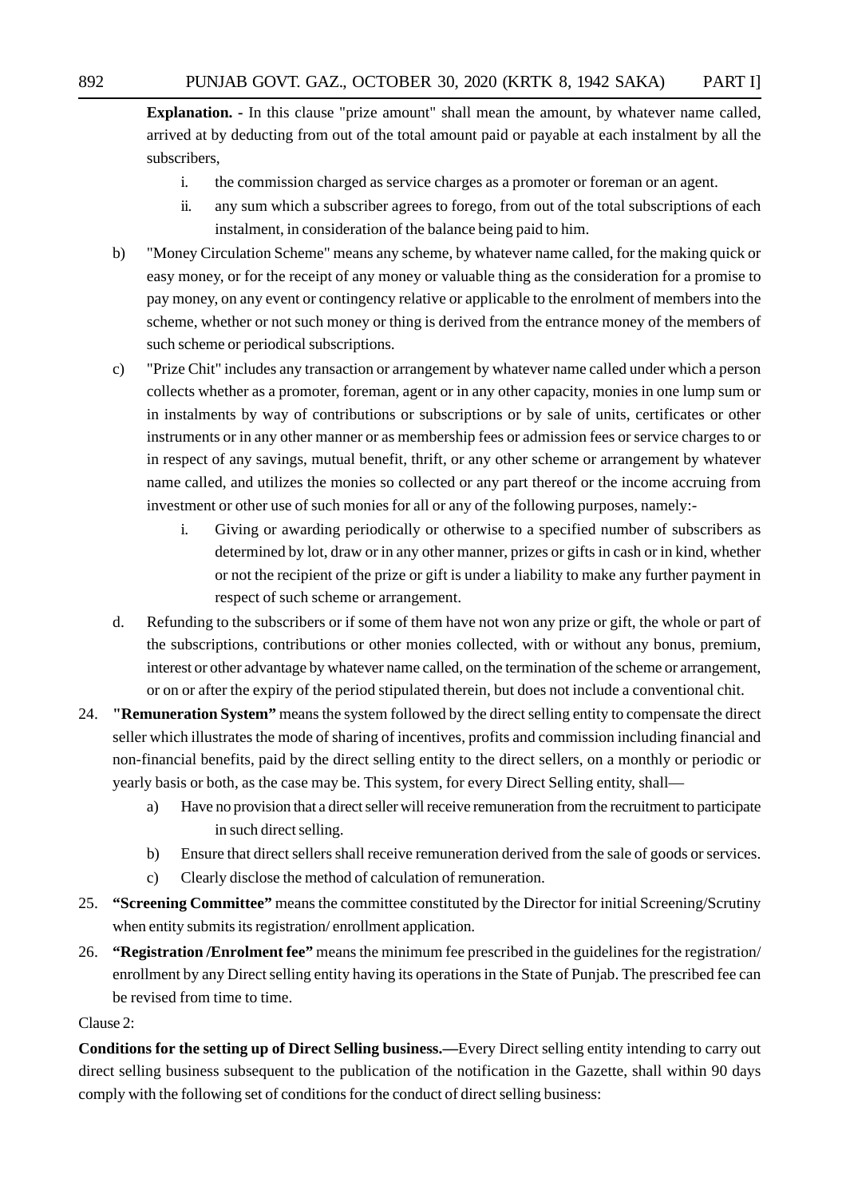**Explanation. -** In this clause "prize amount" shall mean the amount, by whatever name called, arrived at by deducting from out of the total amount paid or payable at each instalment by all the subscribers,

i. the commission charged as service charges as a promoter or foreman or an agent.

ii. any sum which a subscriber agrees to forego, from out of the total subscriptions of each instalment, in consideration of the balance being paid to him.

b) "Money Circulation Scheme" means any scheme, by whatever name called, for the making quick or easy money, or for the receipt of any money or valuable thing as the consideration for a promise to pay money, on any event or contingency relative or applicable to the enrolment of members into the scheme, whether or not such money or thing is derived from the entrance money of the members of such scheme or periodical subscriptions.

c) "Prize Chit" includes any transaction or arrangement by whatever name called under which a person collects whether as a promoter, foreman, agent or in any other capacity, monies in one lump sum or in instalments by way of contributions or subscriptions or by sale of units, certificates or other instruments or in any other manner or as membership fees or admission fees or service charges to or in respect of any savings, mutual benefit, thrift, or any other scheme or arrangement by whatever name called, and utilizes the monies so collected or any part thereof or the income accruing from investment or other use of such monies for all or any of the following purposes, namely:-

i. Giving or awarding periodically or otherwise to a specified number of subscribers as determined by lot, draw or in any other manner, prizes or gifts in cash or in kind, whether or not the recipient of the prize or gift is under a liability to make any further payment in respect of such scheme or arrangement.

d. Refunding to the subscribers or if some of them have not won any prize or gift, the whole or part of the subscriptions, contributions or other monies collected, with or without any bonus, premium, interest or other advantage by whatever name called, on the termination of the scheme or arrangement, or on or after the expiry of the period stipulated therein, but does not include a conventional chit.

24. **"Remuneration System"** means the system followed by the direct selling entity to compensate the direct seller which illustrates the mode of sharing of incentives, profits and commission including financial and non-financial benefits, paid by the direct selling entity to the direct sellers, on a monthly or periodic or yearly basis or both, as the case may be. This system, for every Direct Selling entity, shall—

a) Have no provision that a direct seller will receive remuneration from the recruitment to participate in such direct selling.

b) Ensure that direct sellers shall receive remuneration derived from the sale of goods or services.

c) Clearly disclose the method of calculation of remuneration.

25. **"Screening Committee"** means the committee constituted by the Director for initial Screening/Scrutiny when entity submits its registration/ enrollment application.

26. **"Registration /Enrolment fee"** means the minimum fee prescribed in the guidelines for the registration/ enrollment by any Direct selling entity having its operations in the State of Punjab. The prescribed fee can be revised from time to time.

Clause 2:

**Conditions for the setting up of Direct Selling business.—**Every Direct selling entity intending to carry out direct selling business subsequent to the publication of the notification in the Gazette, shall within 90 days comply with the following set of conditions for the conduct of direct selling business: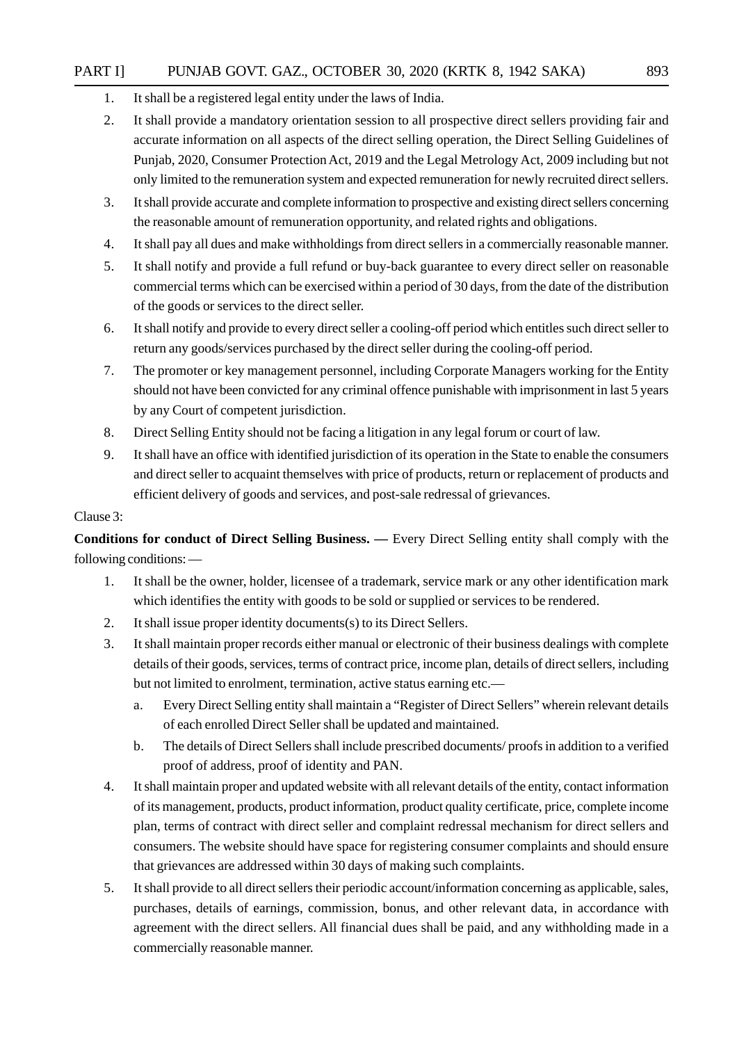1. It shall be a registered legal entity under the laws of India.
2. It shall provide a mandatory orientation session to all prospective direct sellers providing fair and accurate information on all aspects of the direct selling operation, the Direct Selling Guidelines of Punjab, 2020, Consumer Protection Act, 2019 and the Legal Metrology Act, 2009 including but not only limited to the remuneration system and expected remuneration for newly recruited direct sellers.
3. It shall provide accurate and complete information to prospective and existing direct sellers concerning the reasonable amount of remuneration opportunity, and related rights and obligations.
4. It shall pay all dues and make withholdings from direct sellers in a commercially reasonable manner.
5. It shall notify and provide a full refund or buy-back guarantee to every direct seller on reasonable commercial terms which can be exercised within a period of 30 days, from the date of the distribution of the goods or services to the direct seller.
6. It shall notify and provide to every direct seller a cooling-off period which entitles such direct seller to return any goods/services purchased by the direct seller during the cooling-off period.
7. The promoter or key management personnel, including Corporate Managers working for the Entity should not have been convicted for any criminal offence punishable with imprisonment in last 5 years by any Court of competent jurisdiction.
8. Direct Selling Entity should not be facing a litigation in any legal forum or court of law.
9. It shall have an office with identified jurisdiction of its operation in the State to enable the consumers and direct seller to acquaint themselves with price of products, return or replacement of products and efficient delivery of goods and services, and post-sale redressal of grievances.

Clause 3:

**Conditions for conduct of Direct Selling Business. —** Every Direct Selling entity shall comply with the following conditions: —

1. It shall be the owner, holder, licensee of a trademark, service mark or any other identification mark which identifies the entity with goods to be sold or supplied or services to be rendered.
2. It shall issue proper identity documents(s) to its Direct Sellers.
3. It shall maintain proper records either manual or electronic of their business dealings with complete details of their goods, services, terms of contract price, income plan, details of direct sellers, including but not limited to enrolment, termination, active status earning etc.—
   a. Every Direct Selling entity shall maintain a "Register of Direct Sellers" wherein relevant details of each enrolled Direct Seller shall be updated and maintained.
   b. The details of Direct Sellers shall include prescribed documents/ proofs in addition to a verified proof of address, proof of identity and PAN.
4. It shall maintain proper and updated website with all relevant details of the entity, contact information of its management, products, product information, product quality certificate, price, complete income plan, terms of contract with direct seller and complaint redressal mechanism for direct sellers and consumers. The website should have space for registering consumer complaints and should ensure that grievances are addressed within 30 days of making such complaints.
5. It shall provide to all direct sellers their periodic account/information concerning as applicable, sales, purchases, details of earnings, commission, bonus, and other relevant data, in accordance with agreement with the direct sellers. All financial dues shall be paid, and any withholding made in a commercially reasonable manner.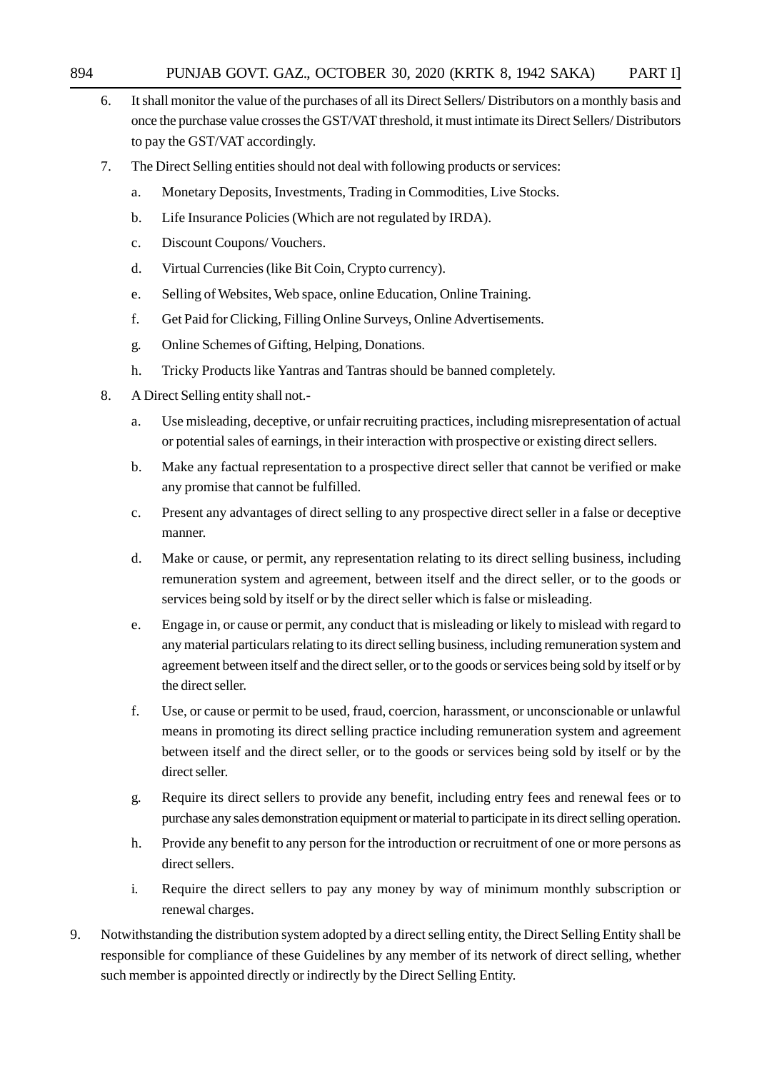6. It shall monitor the value of the purchases of all its Direct Sellers/ Distributors on a monthly basis and once the purchase value crosses the GST/VAT threshold, it must intimate its Direct Sellers/ Distributors to pay the GST/VAT accordingly.

7. The Direct Selling entities should not deal with following products or services:

   a. Monetary Deposits, Investments, Trading in Commodities, Live Stocks.

   b. Life Insurance Policies (Which are not regulated by IRDA).

   c. Discount Coupons/ Vouchers.

   d. Virtual Currencies (like Bit Coin, Crypto currency).

   e. Selling of Websites, Web space, online Education, Online Training.

   f. Get Paid for Clicking, Filling Online Surveys, Online Advertisements.

   g. Online Schemes of Gifting, Helping, Donations.

   h. Tricky Products like Yantras and Tantras should be banned completely.

8. A Direct Selling entity shall not.-

   a. Use misleading, deceptive, or unfair recruiting practices, including misrepresentation of actual or potential sales of earnings, in their interaction with prospective or existing direct sellers.

   b. Make any factual representation to a prospective direct seller that cannot be verified or make any promise that cannot be fulfilled.

   c. Present any advantages of direct selling to any prospective direct seller in a false or deceptive manner.

   d. Make or cause, or permit, any representation relating to its direct selling business, including remuneration system and agreement, between itself and the direct seller, or to the goods or services being sold by itself or by the direct seller which is false or misleading.

   e. Engage in, or cause or permit, any conduct that is misleading or likely to mislead with regard to any material particulars relating to its direct selling business, including remuneration system and agreement between itself and the direct seller, or to the goods or services being sold by itself or by the direct seller.

   f. Use, or cause or permit to be used, fraud, coercion, harassment, or unconscionable or unlawful means in promoting its direct selling practice including remuneration system and agreement between itself and the direct seller, or to the goods or services being sold by itself or by the direct seller.

   g. Require its direct sellers to provide any benefit, including entry fees and renewal fees or to purchase any sales demonstration equipment or material to participate in its direct selling operation.

   h. Provide any benefit to any person for the introduction or recruitment of one or more persons as direct sellers.

   i. Require the direct sellers to pay any money by way of minimum monthly subscription or renewal charges.

9. Notwithstanding the distribution system adopted by a direct selling entity, the Direct Selling Entity shall be responsible for compliance of these Guidelines by any member of its network of direct selling, whether such member is appointed directly or indirectly by the Direct Selling Entity.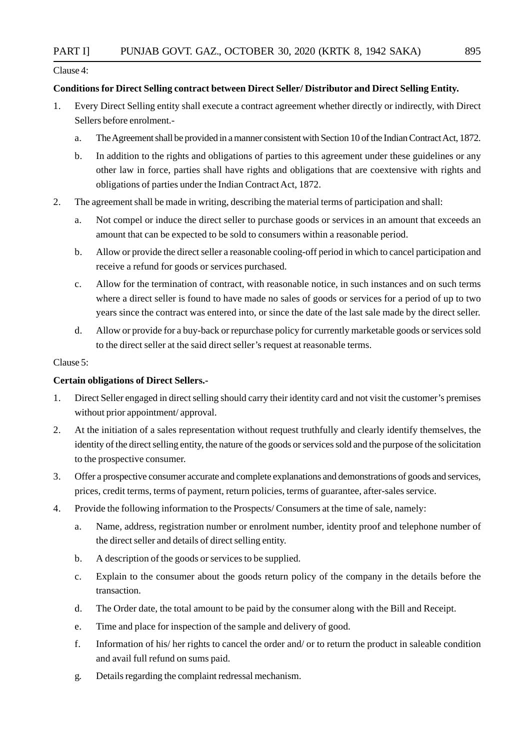Clause 4:

**Conditions for Direct Selling contract between Direct Seller/ Distributor and Direct Selling Entity.**

1. Every Direct Selling entity shall execute a contract agreement whether directly or indirectly, with Direct Sellers before enrolment.-
   a. The Agreement shall be provided in a manner consistent with Section 10 of the Indian Contract Act, 1872.
   b. In addition to the rights and obligations of parties to this agreement under these guidelines or any other law in force, parties shall have rights and obligations that are coextensive with rights and obligations of parties under the Indian Contract Act, 1872.
2. The agreement shall be made in writing, describing the material terms of participation and shall:
   a. Not compel or induce the direct seller to purchase goods or services in an amount that exceeds an amount that can be expected to be sold to consumers within a reasonable period.
   b. Allow or provide the direct seller a reasonable cooling-off period in which to cancel participation and receive a refund for goods or services purchased.
   c. Allow for the termination of contract, with reasonable notice, in such instances and on such terms where a direct seller is found to have made no sales of goods or services for a period of up to two years since the contract was entered into, or since the date of the last sale made by the direct seller.
   d. Allow or provide for a buy-back or repurchase policy for currently marketable goods or services sold to the direct seller at the said direct seller's request at reasonable terms.

Clause 5:

**Certain obligations of Direct Sellers.-**

1. Direct Seller engaged in direct selling should carry their identity card and not visit the customer's premises without prior appointment/ approval.
2. At the initiation of a sales representation without request truthfully and clearly identify themselves, the identity of the direct selling entity, the nature of the goods or services sold and the purpose of the solicitation to the prospective consumer.
3. Offer a prospective consumer accurate and complete explanations and demonstrations of goods and services, prices, credit terms, terms of payment, return policies, terms of guarantee, after-sales service.
4. Provide the following information to the Prospects/ Consumers at the time of sale, namely:
   a. Name, address, registration number or enrolment number, identity proof and telephone number of the direct seller and details of direct selling entity.
   b. A description of the goods or services to be supplied.
   c. Explain to the consumer about the goods return policy of the company in the details before the transaction.
   d. The Order date, the total amount to be paid by the consumer along with the Bill and Receipt.
   e. Time and place for inspection of the sample and delivery of good.
   f. Information of his/ her rights to cancel the order and/ or to return the product in saleable condition and avail full refund on sums paid.
   g. Details regarding the complaint redressal mechanism.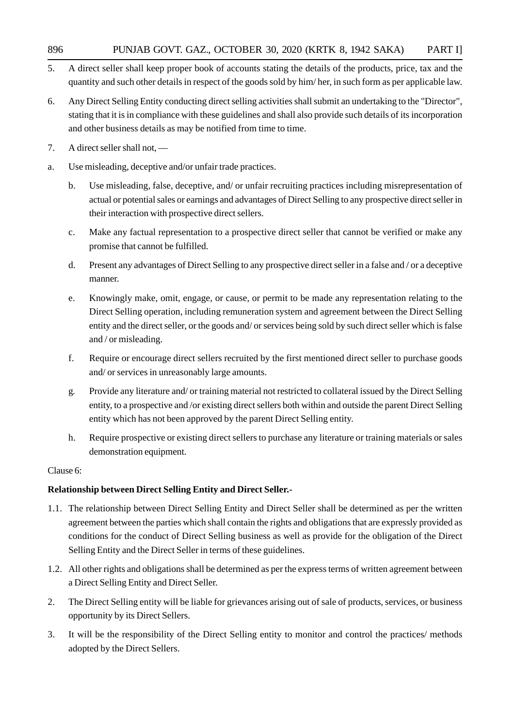5. A direct seller shall keep proper book of accounts stating the details of the products, price, tax and the quantity and such other details in respect of the goods sold by him/ her, in such form as per applicable law.

6. Any Direct Selling Entity conducting direct selling activities shall submit an undertaking to the "Director", stating that it is in compliance with these guidelines and shall also provide such details of its incorporation and other business details as may be notified from time to time.

7. A direct seller shall not, —

a. Use misleading, deceptive and/or unfair trade practices.

  b. Use misleading, false, deceptive, and/ or unfair recruiting practices including misrepresentation of actual or potential sales or earnings and advantages of Direct Selling to any prospective direct seller in their interaction with prospective direct sellers.

  c. Make any factual representation to a prospective direct seller that cannot be verified or make any promise that cannot be fulfilled.

  d. Present any advantages of Direct Selling to any prospective direct seller in a false and / or a deceptive manner.

  e. Knowingly make, omit, engage, or cause, or permit to be made any representation relating to the Direct Selling operation, including remuneration system and agreement between the Direct Selling entity and the direct seller, or the goods and/ or services being sold by such direct seller which is false and / or misleading.

  f. Require or encourage direct sellers recruited by the first mentioned direct seller to purchase goods and/ or services in unreasonably large amounts.

  g. Provide any literature and/ or training material not restricted to collateral issued by the Direct Selling entity, to a prospective and /or existing direct sellers both within and outside the parent Direct Selling entity which has not been approved by the parent Direct Selling entity.

  h. Require prospective or existing direct sellers to purchase any literature or training materials or sales demonstration equipment.

Clause 6:

**Relationship between Direct Selling Entity and Direct Seller.-**

1.1. The relationship between Direct Selling Entity and Direct Seller shall be determined as per the written agreement between the parties which shall contain the rights and obligations that are expressly provided as conditions for the conduct of Direct Selling business as well as provide for the obligation of the Direct Selling Entity and the Direct Seller in terms of these guidelines.

1.2. All other rights and obligations shall be determined as per the express terms of written agreement between a Direct Selling Entity and Direct Seller.

2. The Direct Selling entity will be liable for grievances arising out of sale of products, services, or business opportunity by its Direct Sellers.

3. It will be the responsibility of the Direct Selling entity to monitor and control the practices/ methods adopted by the Direct Sellers.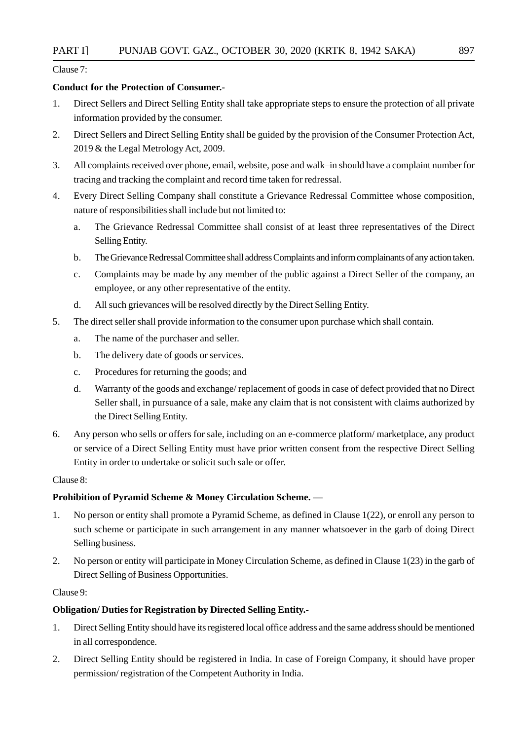Clause 7:

**Conduct for the Protection of Consumer.-**

1. Direct Sellers and Direct Selling Entity shall take appropriate steps to ensure the protection of all private information provided by the consumer.
2. Direct Sellers and Direct Selling Entity shall be guided by the provision of the Consumer Protection Act, 2019 & the Legal Metrology Act, 2009.
3. All complaints received over phone, email, website, pose and walk–in should have a complaint number for tracing and tracking the complaint and record time taken for redressal.
4. Every Direct Selling Company shall constitute a Grievance Redressal Committee whose composition, nature of responsibilities shall include but not limited to:
   a. The Grievance Redressal Committee shall consist of at least three representatives of the Direct Selling Entity.
   b. The Grievance Redressal Committee shall address Complaints and inform complainants of any action taken.
   c. Complaints may be made by any member of the public against a Direct Seller of the company, an employee, or any other representative of the entity.
   d. All such grievances will be resolved directly by the Direct Selling Entity.
5. The direct seller shall provide information to the consumer upon purchase which shall contain.
   a. The name of the purchaser and seller.
   b. The delivery date of goods or services.
   c. Procedures for returning the goods; and
   d. Warranty of the goods and exchange/ replacement of goods in case of defect provided that no Direct Seller shall, in pursuance of a sale, make any claim that is not consistent with claims authorized by the Direct Selling Entity.
6. Any person who sells or offers for sale, including on an e-commerce platform/ marketplace, any product or service of a Direct Selling Entity must have prior written consent from the respective Direct Selling Entity in order to undertake or solicit such sale or offer.

Clause 8:

**Prohibition of Pyramid Scheme & Money Circulation Scheme. —**

1. No person or entity shall promote a Pyramid Scheme, as defined in Clause 1(22), or enroll any person to such scheme or participate in such arrangement in any manner whatsoever in the garb of doing Direct Selling business.
2. No person or entity will participate in Money Circulation Scheme, as defined in Clause 1(23) in the garb of Direct Selling of Business Opportunities.

Clause 9:

**Obligation/ Duties for Registration by Directed Selling Entity.-**

1. Direct Selling Entity should have its registered local office address and the same address should be mentioned in all correspondence.
2. Direct Selling Entity should be registered in India. In case of Foreign Company, it should have proper permission/ registration of the Competent Authority in India.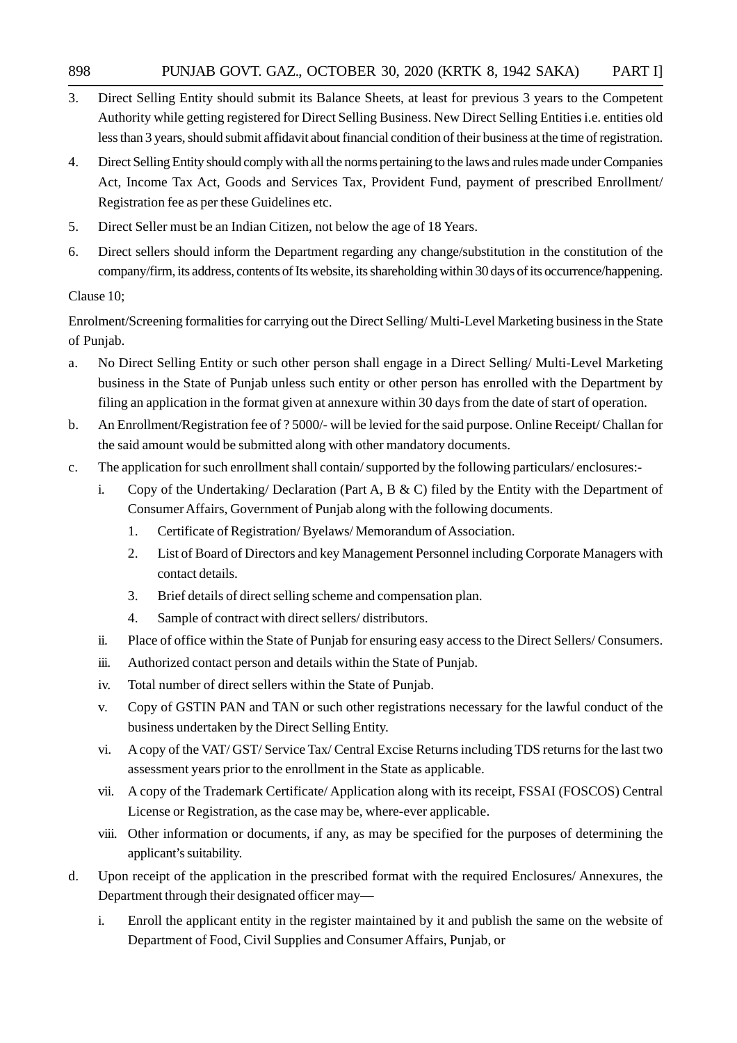3. Direct Selling Entity should submit its Balance Sheets, at least for previous 3 years to the Competent Authority while getting registered for Direct Selling Business. New Direct Selling Entities i.e. entities old less than 3 years, should submit affidavit about financial condition of their business at the time of registration.

4. Direct Selling Entity should comply with all the norms pertaining to the laws and rules made under Companies Act, Income Tax Act, Goods and Services Tax, Provident Fund, payment of prescribed Enrollment/ Registration fee as per these Guidelines etc.

5. Direct Seller must be an Indian Citizen, not below the age of 18 Years.

6. Direct sellers should inform the Department regarding any change/substitution in the constitution of the company/firm, its address, contents of Its website, its shareholding within 30 days of its occurrence/happening.

Clause 10;

Enrolment/Screening formalities for carrying out the Direct Selling/ Multi-Level Marketing business in the State of Punjab.

a. No Direct Selling Entity or such other person shall engage in a Direct Selling/ Multi-Level Marketing business in the State of Punjab unless such entity or other person has enrolled with the Department by filing an application in the format given at annexure within 30 days from the date of start of operation.

b. An Enrollment/Registration fee of ? 5000/- will be levied for the said purpose. Online Receipt/ Challan for the said amount would be submitted along with other mandatory documents.

c. The application for such enrollment shall contain/ supported by the following particulars/ enclosures:-

   i. Copy of the Undertaking/ Declaration (Part A, B & C) filed by the Entity with the Department of Consumer Affairs, Government of Punjab along with the following documents.

      1. Certificate of Registration/ Byelaws/ Memorandum of Association.

      2. List of Board of Directors and key Management Personnel including Corporate Managers with contact details.

      3. Brief details of direct selling scheme and compensation plan.

      4. Sample of contract with direct sellers/ distributors.

   ii. Place of office within the State of Punjab for ensuring easy access to the Direct Sellers/ Consumers.

   iii. Authorized contact person and details within the State of Punjab.

   iv. Total number of direct sellers within the State of Punjab.

   v. Copy of GSTIN PAN and TAN or such other registrations necessary for the lawful conduct of the business undertaken by the Direct Selling Entity.

   vi. A copy of the VAT/ GST/ Service Tax/ Central Excise Returns including TDS returns for the last two assessment years prior to the enrollment in the State as applicable.

   vii. A copy of the Trademark Certificate/ Application along with its receipt, FSSAI (FOSCOS) Central License or Registration, as the case may be, where-ever applicable.

   viii. Other information or documents, if any, as may be specified for the purposes of determining the applicant's suitability.

d. Upon receipt of the application in the prescribed format with the required Enclosures/ Annexures, the Department through their designated officer may—

   i. Enroll the applicant entity in the register maintained by it and publish the same on the website of Department of Food, Civil Supplies and Consumer Affairs, Punjab, or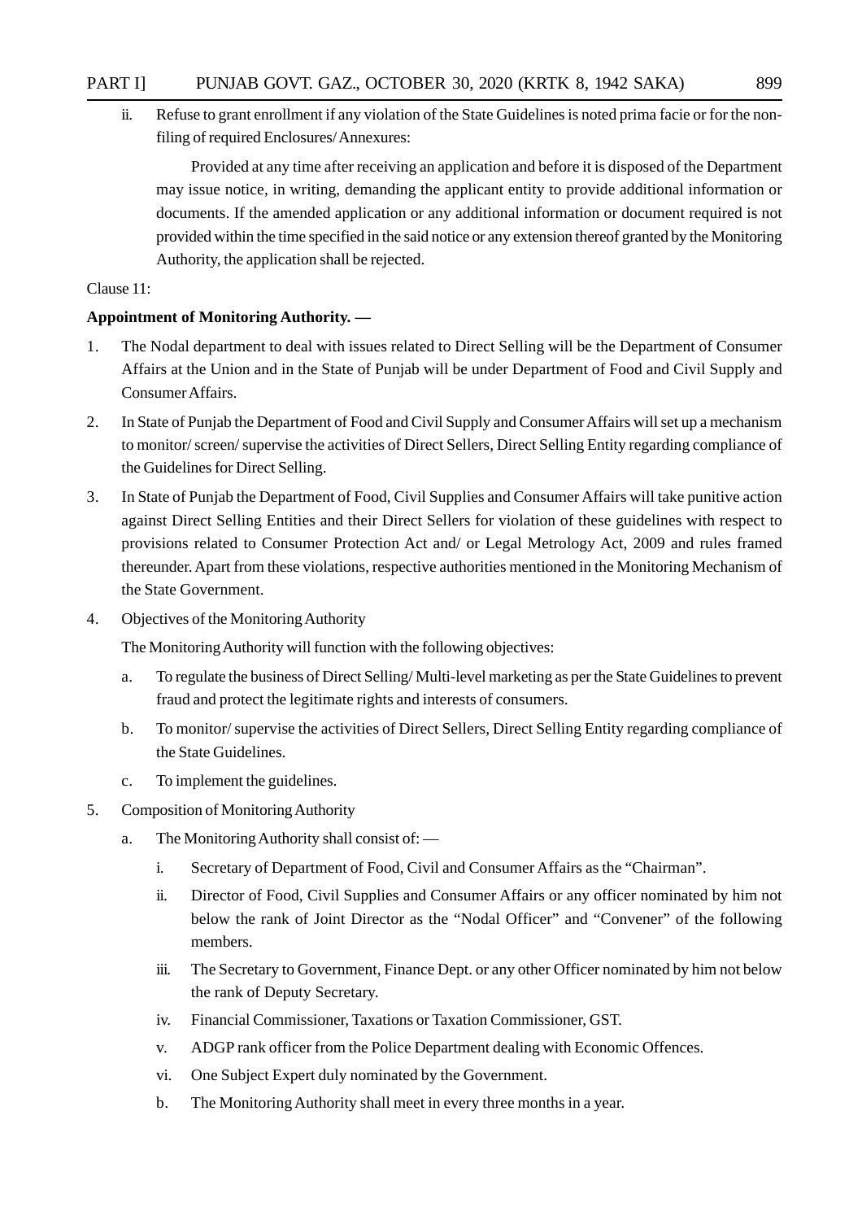ii. Refuse to grant enrollment if any violation of the State Guidelines is noted prima facie or for the non-filing of required Enclosures/ Annexures:

Provided at any time after receiving an application and before it is disposed of the Department may issue notice, in writing, demanding the applicant entity to provide additional information or documents. If the amended application or any additional information or document required is not provided within the time specified in the said notice or any extension thereof granted by the Monitoring Authority, the application shall be rejected.

Clause 11:

**Appointment of Monitoring Authority. —**

1. The Nodal department to deal with issues related to Direct Selling will be the Department of Consumer Affairs at the Union and in the State of Punjab will be under Department of Food and Civil Supply and Consumer Affairs.
2. In State of Punjab the Department of Food and Civil Supply and Consumer Affairs will set up a mechanism to monitor/ screen/ supervise the activities of Direct Sellers, Direct Selling Entity regarding compliance of the Guidelines for Direct Selling.
3. In State of Punjab the Department of Food, Civil Supplies and Consumer Affairs will take punitive action against Direct Selling Entities and their Direct Sellers for violation of these guidelines with respect to provisions related to Consumer Protection Act and/ or Legal Metrology Act, 2009 and rules framed thereunder. Apart from these violations, respective authorities mentioned in the Monitoring Mechanism of the State Government.
4. Objectives of the Monitoring Authority

   The Monitoring Authority will function with the following objectives:

   a. To regulate the business of Direct Selling/ Multi-level marketing as per the State Guidelines to prevent fraud and protect the legitimate rights and interests of consumers.
   b. To monitor/ supervise the activities of Direct Sellers, Direct Selling Entity regarding compliance of the State Guidelines.
   c. To implement the guidelines.
5. Composition of Monitoring Authority

   a. The Monitoring Authority shall consist of: —

      i. Secretary of Department of Food, Civil and Consumer Affairs as the "Chairman".
      ii. Director of Food, Civil Supplies and Consumer Affairs or any officer nominated by him not below the rank of Joint Director as the "Nodal Officer" and "Convener" of the following members.
      iii. The Secretary to Government, Finance Dept. or any other Officer nominated by him not below the rank of Deputy Secretary.
      iv. Financial Commissioner, Taxations or Taxation Commissioner, GST.
      v. ADGP rank officer from the Police Department dealing with Economic Offences.
      vi. One Subject Expert duly nominated by the Government.

   b. The Monitoring Authority shall meet in every three months in a year.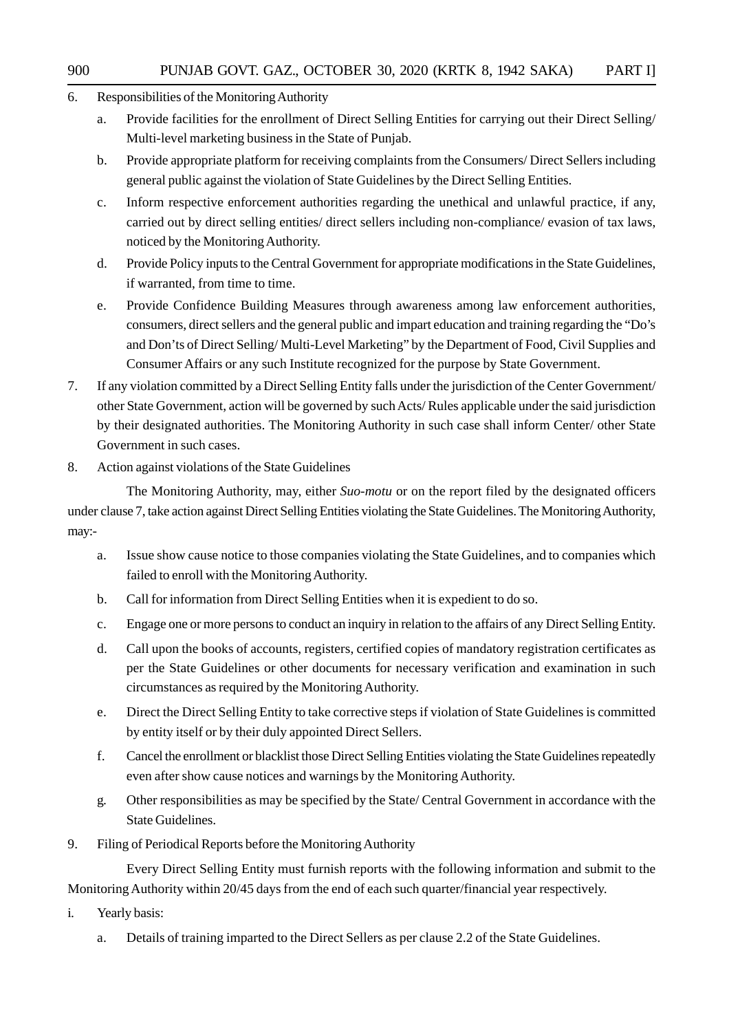6. Responsibilities of the Monitoring Authority

   a. Provide facilities for the enrollment of Direct Selling Entities for carrying out their Direct Selling/ Multi-level marketing business in the State of Punjab.

   b. Provide appropriate platform for receiving complaints from the Consumers/ Direct Sellers including general public against the violation of State Guidelines by the Direct Selling Entities.

   c. Inform respective enforcement authorities regarding the unethical and unlawful practice, if any, carried out by direct selling entities/ direct sellers including non-compliance/ evasion of tax laws, noticed by the Monitoring Authority.

   d. Provide Policy inputs to the Central Government for appropriate modifications in the State Guidelines, if warranted, from time to time.

   e. Provide Confidence Building Measures through awareness among law enforcement authorities, consumers, direct sellers and the general public and impart education and training regarding the "Do's and Don'ts of Direct Selling/ Multi-Level Marketing" by the Department of Food, Civil Supplies and Consumer Affairs or any such Institute recognized for the purpose by State Government.

7. If any violation committed by a Direct Selling Entity falls under the jurisdiction of the Center Government/ other State Government, action will be governed by such Acts/ Rules applicable under the said jurisdiction by their designated authorities. The Monitoring Authority in such case shall inform Center/ other State Government in such cases.

8. Action against violations of the State Guidelines

The Monitoring Authority, may, either *Suo-motu* or on the report filed by the designated officers under clause 7, take action against Direct Selling Entities violating the State Guidelines. The Monitoring Authority, may:-

   a. Issue show cause notice to those companies violating the State Guidelines, and to companies which failed to enroll with the Monitoring Authority.

   b. Call for information from Direct Selling Entities when it is expedient to do so.

   c. Engage one or more persons to conduct an inquiry in relation to the affairs of any Direct Selling Entity.

   d. Call upon the books of accounts, registers, certified copies of mandatory registration certificates as per the State Guidelines or other documents for necessary verification and examination in such circumstances as required by the Monitoring Authority.

   e. Direct the Direct Selling Entity to take corrective steps if violation of State Guidelines is committed by entity itself or by their duly appointed Direct Sellers.

   f. Cancel the enrollment or blacklist those Direct Selling Entities violating the State Guidelines repeatedly even after show cause notices and warnings by the Monitoring Authority.

   g. Other responsibilities as may be specified by the State/ Central Government in accordance with the State Guidelines.

9. Filing of Periodical Reports before the Monitoring Authority

Every Direct Selling Entity must furnish reports with the following information and submit to the Monitoring Authority within 20/45 days from the end of each such quarter/financial year respectively.

i. Yearly basis:

   a. Details of training imparted to the Direct Sellers as per clause 2.2 of the State Guidelines.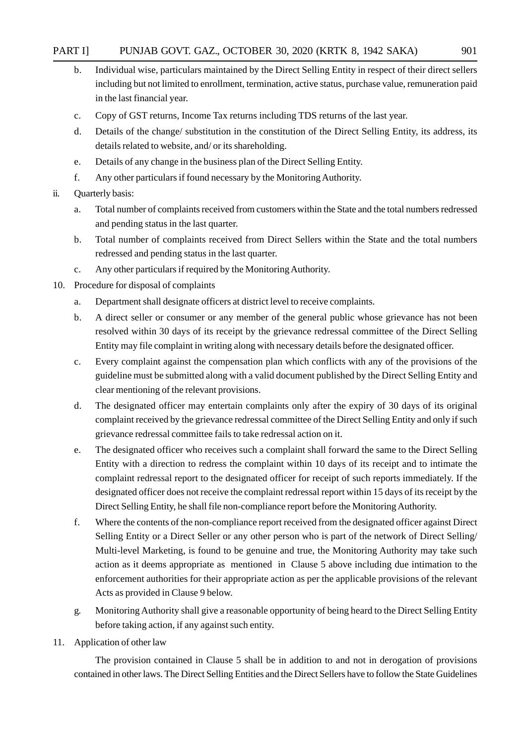b. Individual wise, particulars maintained by the Direct Selling Entity in respect of their direct sellers including but not limited to enrollment, termination, active status, purchase value, remuneration paid in the last financial year.

c. Copy of GST returns, Income Tax returns including TDS returns of the last year.

d. Details of the change/ substitution in the constitution of the Direct Selling Entity, its address, its details related to website, and/ or its shareholding.

e. Details of any change in the business plan of the Direct Selling Entity.

f. Any other particulars if found necessary by the Monitoring Authority.

ii. Quarterly basis:

a. Total number of complaints received from customers within the State and the total numbers redressed and pending status in the last quarter.

b. Total number of complaints received from Direct Sellers within the State and the total numbers redressed and pending status in the last quarter.

c. Any other particulars if required by the Monitoring Authority.

10. Procedure for disposal of complaints

a. Department shall designate officers at district level to receive complaints.

b. A direct seller or consumer or any member of the general public whose grievance has not been resolved within 30 days of its receipt by the grievance redressal committee of the Direct Selling Entity may file complaint in writing along with necessary details before the designated officer.

c. Every complaint against the compensation plan which conflicts with any of the provisions of the guideline must be submitted along with a valid document published by the Direct Selling Entity and clear mentioning of the relevant provisions.

d. The designated officer may entertain complaints only after the expiry of 30 days of its original complaint received by the grievance redressal committee of the Direct Selling Entity and only if such grievance redressal committee fails to take redressal action on it.

e. The designated officer who receives such a complaint shall forward the same to the Direct Selling Entity with a direction to redress the complaint within 10 days of its receipt and to intimate the complaint redressal report to the designated officer for receipt of such reports immediately. If the designated officer does not receive the complaint redressal report within 15 days of its receipt by the Direct Selling Entity, he shall file non-compliance report before the Monitoring Authority.

f. Where the contents of the non-compliance report received from the designated officer against Direct Selling Entity or a Direct Seller or any other person who is part of the network of Direct Selling/ Multi-level Marketing, is found to be genuine and true, the Monitoring Authority may take such action as it deems appropriate as mentioned in Clause 5 above including due intimation to the enforcement authorities for their appropriate action as per the applicable provisions of the relevant Acts as provided in Clause 9 below.

g. Monitoring Authority shall give a reasonable opportunity of being heard to the Direct Selling Entity before taking action, if any against such entity.

11. Application of other law

The provision contained in Clause 5 shall be in addition to and not in derogation of provisions contained in other laws. The Direct Selling Entities and the Direct Sellers have to follow the State Guidelines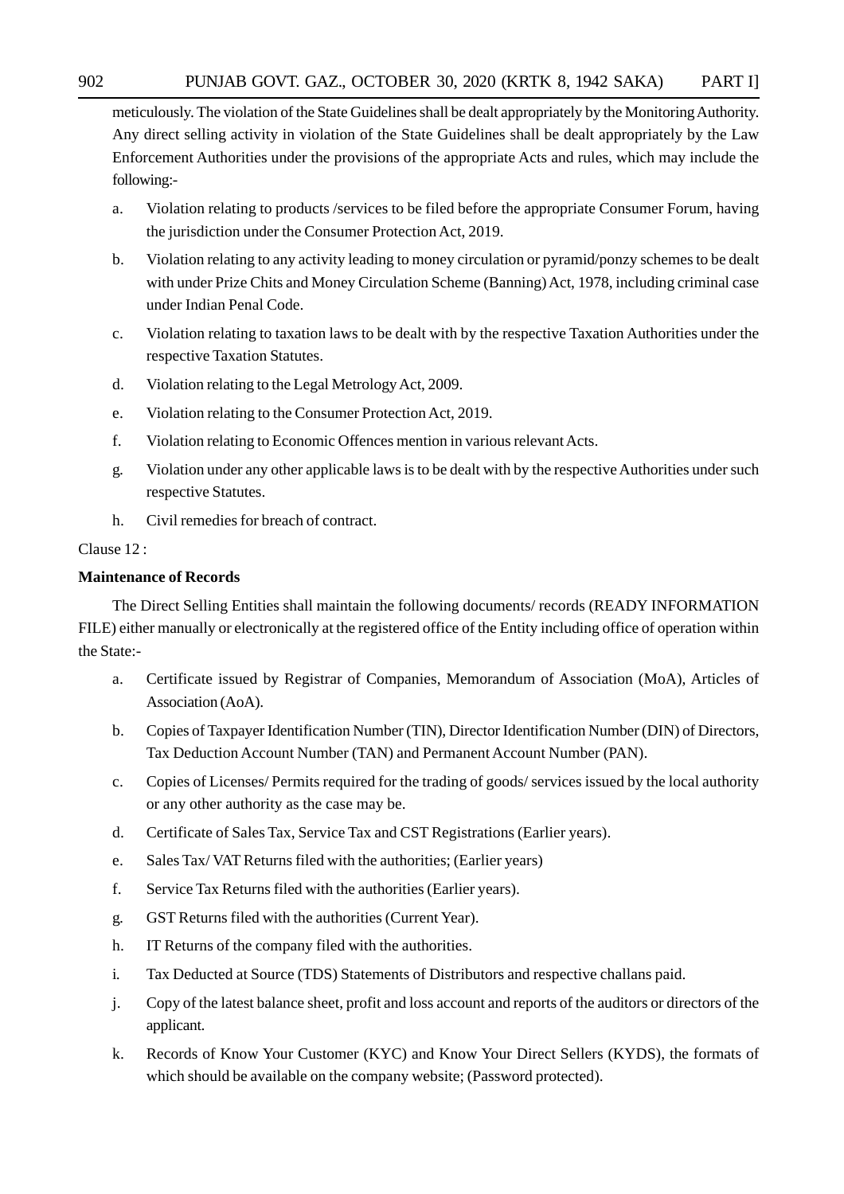meticulously. The violation of the State Guidelines shall be dealt appropriately by the Monitoring Authority. Any direct selling activity in violation of the State Guidelines shall be dealt appropriately by the Law Enforcement Authorities under the provisions of the appropriate Acts and rules, which may include the following:-

a. Violation relating to products /services to be filed before the appropriate Consumer Forum, having the jurisdiction under the Consumer Protection Act, 2019.

b. Violation relating to any activity leading to money circulation or pyramid/ponzy schemes to be dealt with under Prize Chits and Money Circulation Scheme (Banning) Act, 1978, including criminal case under Indian Penal Code.

c. Violation relating to taxation laws to be dealt with by the respective Taxation Authorities under the respective Taxation Statutes.

d. Violation relating to the Legal Metrology Act, 2009.

e. Violation relating to the Consumer Protection Act, 2019.

f. Violation relating to Economic Offences mention in various relevant Acts.

g. Violation under any other applicable laws is to be dealt with by the respective Authorities under such respective Statutes.

h. Civil remedies for breach of contract.

Clause 12 :

**Maintenance of Records**

The Direct Selling Entities shall maintain the following documents/ records (READY INFORMATION FILE) either manually or electronically at the registered office of the Entity including office of operation within the State:-

a. Certificate issued by Registrar of Companies, Memorandum of Association (MoA), Articles of Association (AoA).

b. Copies of Taxpayer Identification Number (TIN), Director Identification Number (DIN) of Directors, Tax Deduction Account Number (TAN) and Permanent Account Number (PAN).

c. Copies of Licenses/ Permits required for the trading of goods/ services issued by the local authority or any other authority as the case may be.

d. Certificate of Sales Tax, Service Tax and CST Registrations (Earlier years).

e. Sales Tax/ VAT Returns filed with the authorities; (Earlier years)

f. Service Tax Returns filed with the authorities (Earlier years).

g. GST Returns filed with the authorities (Current Year).

h. IT Returns of the company filed with the authorities.

i. Tax Deducted at Source (TDS) Statements of Distributors and respective challans paid.

j. Copy of the latest balance sheet, profit and loss account and reports of the auditors or directors of the applicant.

k. Records of Know Your Customer (KYC) and Know Your Direct Sellers (KYDS), the formats of which should be available on the company website; (Password protected).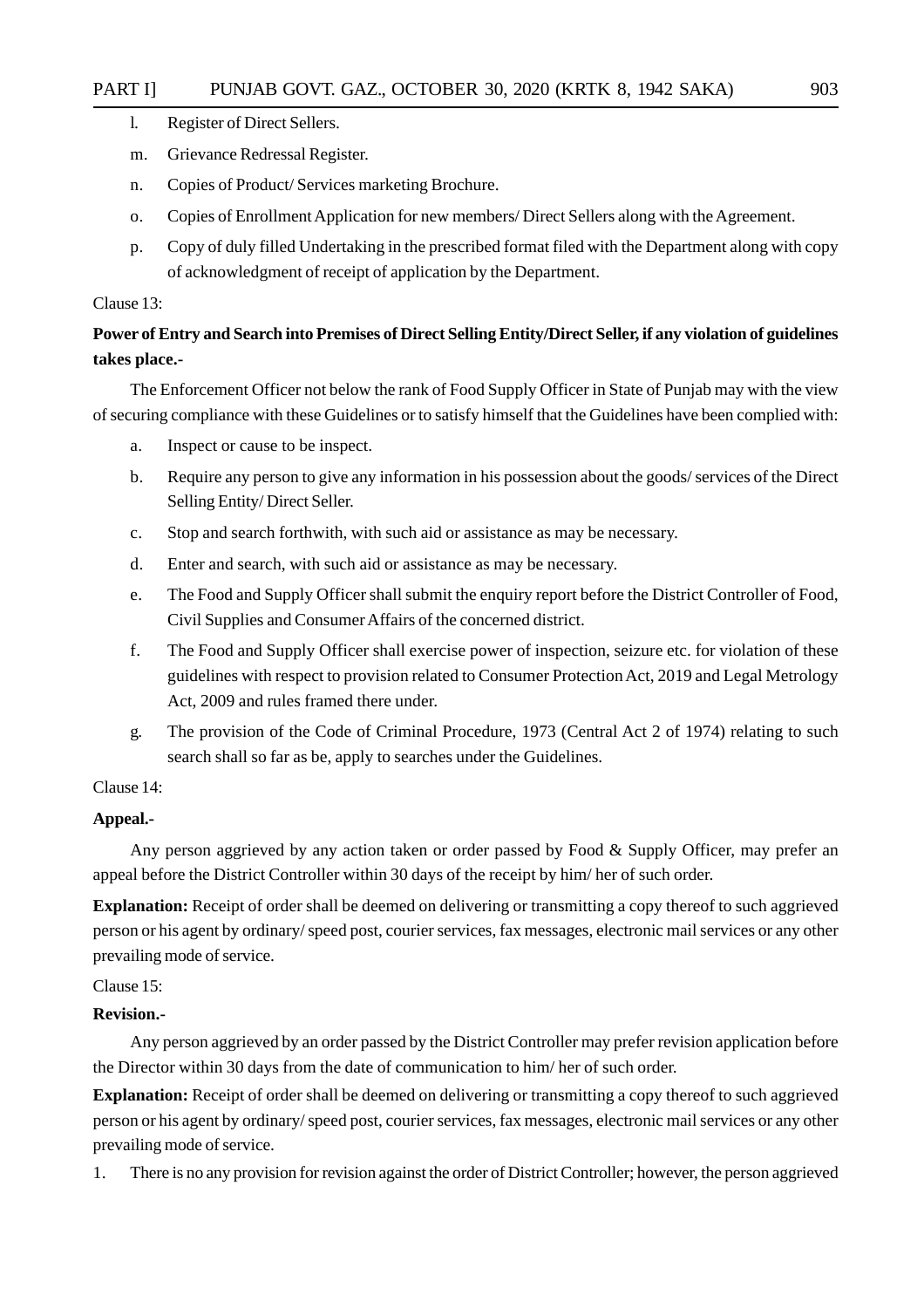l. Register of Direct Sellers.

m. Grievance Redressal Register.

n. Copies of Product/ Services marketing Brochure.

o. Copies of Enrollment Application for new members/ Direct Sellers along with the Agreement.

p. Copy of duly filled Undertaking in the prescribed format filed with the Department along with copy of acknowledgment of receipt of application by the Department.

Clause 13:

**Power of Entry and Search into Premises of Direct Selling Entity/Direct Seller, if any violation of guidelines takes place.-**

The Enforcement Officer not below the rank of Food Supply Officer in State of Punjab may with the view of securing compliance with these Guidelines or to satisfy himself that the Guidelines have been complied with:

a. Inspect or cause to be inspect.

b. Require any person to give any information in his possession about the goods/ services of the Direct Selling Entity/ Direct Seller.

c. Stop and search forthwith, with such aid or assistance as may be necessary.

d. Enter and search, with such aid or assistance as may be necessary.

e. The Food and Supply Officer shall submit the enquiry report before the District Controller of Food, Civil Supplies and Consumer Affairs of the concerned district.

f. The Food and Supply Officer shall exercise power of inspection, seizure etc. for violation of these guidelines with respect to provision related to Consumer Protection Act, 2019 and Legal Metrology Act, 2009 and rules framed there under.

g. The provision of the Code of Criminal Procedure, 1973 (Central Act 2 of 1974) relating to such search shall so far as be, apply to searches under the Guidelines.

Clause 14:

**Appeal.-**

Any person aggrieved by any action taken or order passed by Food & Supply Officer, may prefer an appeal before the District Controller within 30 days of the receipt by him/ her of such order.

**Explanation:** Receipt of order shall be deemed on delivering or transmitting a copy thereof to such aggrieved person or his agent by ordinary/ speed post, courier services, fax messages, electronic mail services or any other prevailing mode of service.

Clause 15:

**Revision.-**

Any person aggrieved by an order passed by the District Controller may prefer revision application before the Director within 30 days from the date of communication to him/ her of such order.

**Explanation:** Receipt of order shall be deemed on delivering or transmitting a copy thereof to such aggrieved person or his agent by ordinary/ speed post, courier services, fax messages, electronic mail services or any other prevailing mode of service.

1. There is no any provision for revision against the order of District Controller; however, the person aggrieved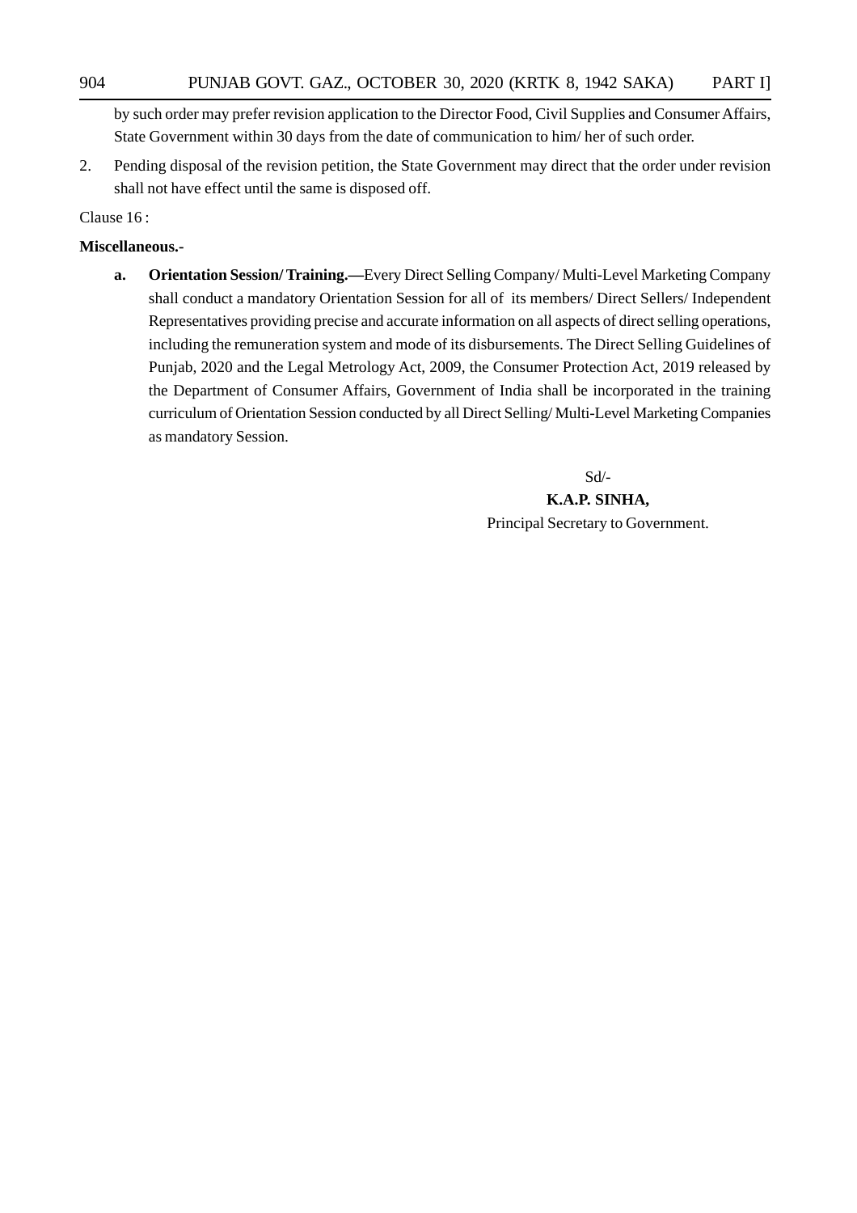by such order may prefer revision application to the Director Food, Civil Supplies and Consumer Affairs, State Government within 30 days from the date of communication to him/ her of such order.

2. Pending disposal of the revision petition, the State Government may direct that the order under revision shall not have effect until the same is disposed off.

Clause 16 :

**Miscellaneous.-**

**a. Orientation Session/ Training.—**Every Direct Selling Company/ Multi-Level Marketing Company shall conduct a mandatory Orientation Session for all of its members/ Direct Sellers/ Independent Representatives providing precise and accurate information on all aspects of direct selling operations, including the remuneration system and mode of its disbursements. The Direct Selling Guidelines of Punjab, 2020 and the Legal Metrology Act, 2009, the Consumer Protection Act, 2019 released by the Department of Consumer Affairs, Government of India shall be incorporated in the training curriculum of Orientation Session conducted by all Direct Selling/ Multi-Level Marketing Companies as mandatory Session.

Sd/-

**K.A.P. SINHA,**

Principal Secretary to Government.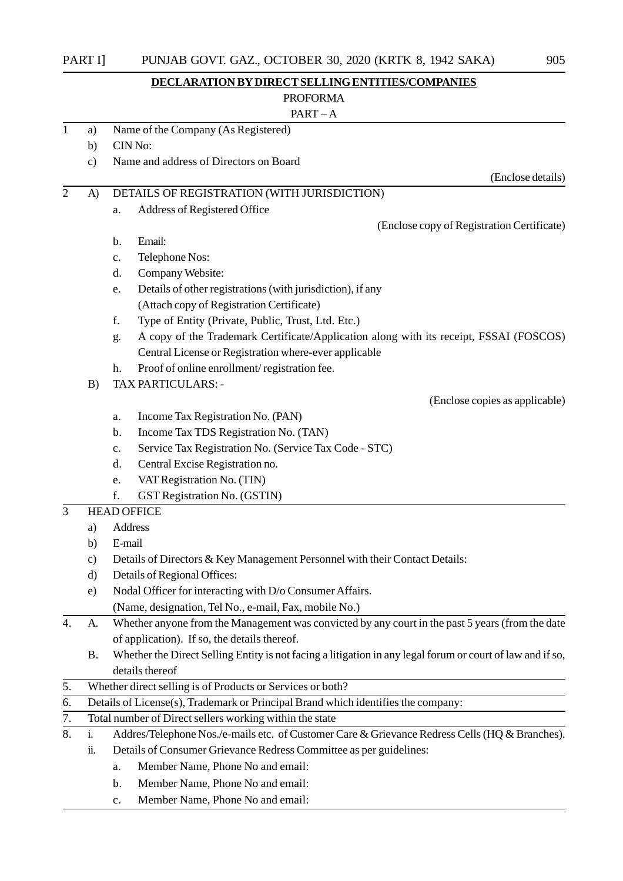## DECLARATION BY DIRECT SELLING ENTITIES/COMPANIES

PROFORMA

PART – A

1 a) Name of the Company (As Registered)

b) CIN No:

c) Name and address of Directors on Board

(Enclose details)

2 A) DETAILS OF REGISTRATION (WITH JURISDICTION)

a. Address of Registered Office

(Enclose copy of Registration Certificate)

b. Email:

c. Telephone Nos:

d. Company Website:

e. Details of other registrations (with jurisdiction), if any
(Attach copy of Registration Certificate)

f. Type of Entity (Private, Public, Trust, Ltd. Etc.)

g. A copy of the Trademark Certificate/Application along with its receipt, FSSAI (FOSCOS) Central License or Registration where-ever applicable

h. Proof of online enrollment/ registration fee.

B) TAX PARTICULARS: -

(Enclose copies as applicable)

a. Income Tax Registration No. (PAN)

b. Income Tax TDS Registration No. (TAN)

c. Service Tax Registration No. (Service Tax Code - STC)

d. Central Excise Registration no.

e. VAT Registration No. (TIN)

f. GST Registration No. (GSTIN)

3 HEAD OFFICE

a) Address

b) E-mail

c) Details of Directors & Key Management Personnel with their Contact Details:

d) Details of Regional Offices:

e) Nodal Officer for interacting with D/o Consumer Affairs.
(Name, designation, Tel No., e-mail, Fax, mobile No.)

4. A. Whether anyone from the Management was convicted by any court in the past 5 years (from the date of application). If so, the details thereof.

B. Whether the Direct Selling Entity is not facing a litigation in any legal forum or court of law and if so, details thereof

5. Whether direct selling is of Products or Services or both?

6. Details of License(s), Trademark or Principal Brand which identifies the company:

7. Total number of Direct sellers working within the state

8. i. Addres/Telephone Nos./e-mails etc. of Customer Care & Grievance Redress Cells (HQ & Branches).

ii. Details of Consumer Grievance Redress Committee as per guidelines:

a. Member Name, Phone No and email:

b. Member Name, Phone No and email:

c. Member Name, Phone No and email: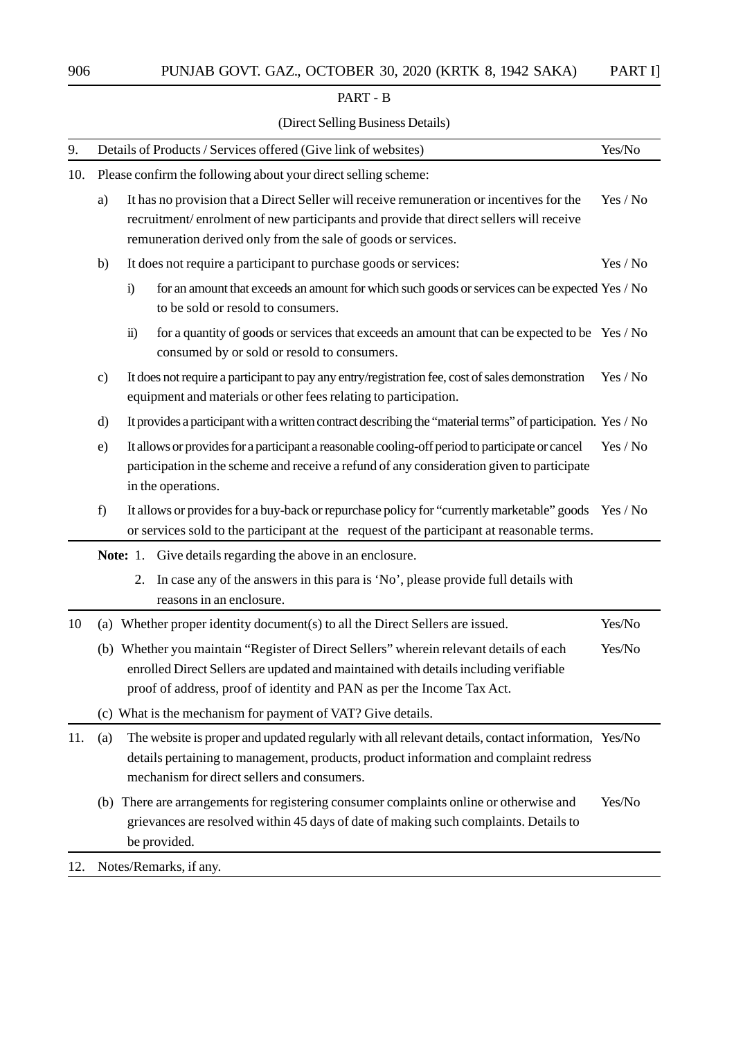## PART - B

### (Direct Selling Business Details)

| | | |
|---|---|---|
| 9. | Details of Products / Services offered (Give link of websites) | Yes/No |
| 10. | Please confirm the following about your direct selling scheme: | |
| | a) It has no provision that a Direct Seller will receive remuneration or incentives for the recruitment/ enrolment of new participants and provide that direct sellers will receive remuneration derived only from the sale of goods or services. | Yes / No |
| | b) It does not require a participant to purchase goods or services: | Yes / No |
| | i) for an amount that exceeds an amount for which such goods or services can be expected to be sold or resold to consumers. | Yes / No |
| | ii) for a quantity of goods or services that exceeds an amount that can be expected to be consumed by or sold or resold to consumers. | Yes / No |
| | c) It does not require a participant to pay any entry/registration fee, cost of sales demonstration equipment and materials or other fees relating to participation. | Yes / No |
| | d) It provides a participant with a written contract describing the "material terms" of participation. | Yes / No |
| | e) It allows or provides for a participant a reasonable cooling-off period to participate or cancel participation in the scheme and receive a refund of any consideration given to participate in the operations. | Yes / No |
| | f) It allows or provides for a buy-back or repurchase policy for "currently marketable" goods or services sold to the participant at the request of the participant at reasonable terms. | Yes / No |
| | **Note:** 1. Give details regarding the above in an enclosure.<br>2. In case any of the answers in this para is 'No', please provide full details with reasons in an enclosure. | |
| 10 | (a) Whether proper identity document(s) to all the Direct Sellers are issued. | Yes/No |
| | (b) Whether you maintain "Register of Direct Sellers" wherein relevant details of each enrolled Direct Sellers are updated and maintained with details including verifiable proof of address, proof of identity and PAN as per the Income Tax Act. | Yes/No |
| | (c) What is the mechanism for payment of VAT? Give details. | |
| 11. | (a) The website is proper and updated regularly with all relevant details, contact information, details pertaining to management, products, product information and complaint redress mechanism for direct sellers and consumers. | Yes/No |
| | (b) There are arrangements for registering consumer complaints online or otherwise and grievances are resolved within 45 days of date of making such complaints. Details to be provided. | Yes/No |
| 12. | Notes/Remarks, if any. | |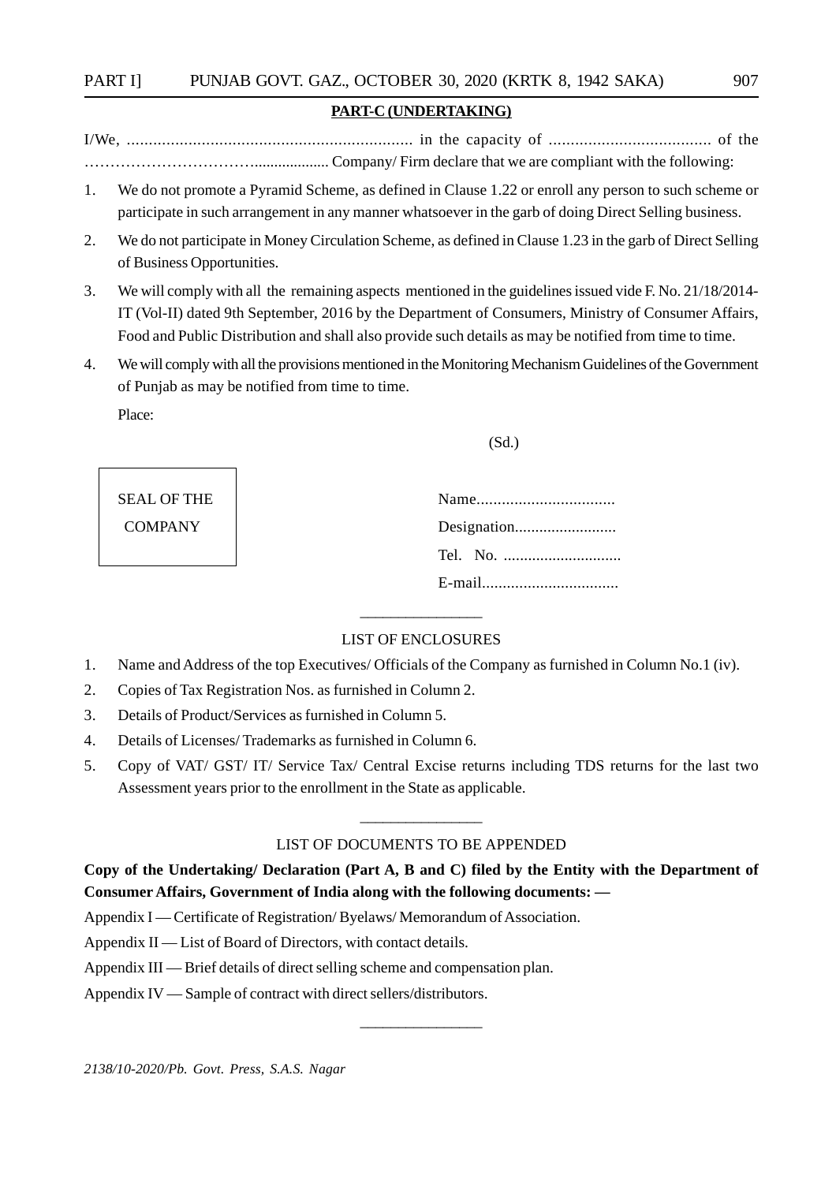**PART-C (UNDERTAKING)**

I/We, .................................................................. in the capacity of ...................................... of the ……………………………................... Company/ Firm declare that we are compliant with the following:

1. We do not promote a Pyramid Scheme, as defined in Clause 1.22 or enroll any person to such scheme or participate in such arrangement in any manner whatsoever in the garb of doing Direct Selling business.
2. We do not participate in Money Circulation Scheme, as defined in Clause 1.23 in the garb of Direct Selling of Business Opportunities.
3. We will comply with all the remaining aspects mentioned in the guidelines issued vide F. No. 21/18/2014-IT (Vol-II) dated 9th September, 2016 by the Department of Consumers, Ministry of Consumer Affairs, Food and Public Distribution and shall also provide such details as may be notified from time to time.
4. We will comply with all the provisions mentioned in the Monitoring Mechanism Guidelines of the Government of Punjab as may be notified from time to time.

Place:

(Sd.)

SEAL OF THE COMPANY

Name.................................

Designation.........................

Tel. No. .............................

E-mail.................................

---

LIST OF ENCLOSURES

1. Name and Address of the top Executives/ Officials of the Company as furnished in Column No.1 (iv).
2. Copies of Tax Registration Nos. as furnished in Column 2.
3. Details of Product/Services as furnished in Column 5.
4. Details of Licenses/ Trademarks as furnished in Column 6.
5. Copy of VAT/ GST/ IT/ Service Tax/ Central Excise returns including TDS returns for the last two Assessment years prior to the enrollment in the State as applicable.

---

LIST OF DOCUMENTS TO BE APPENDED

**Copy of the Undertaking/ Declaration (Part A, B and C) filed by the Entity with the Department of Consumer Affairs, Government of India along with the following documents: —**

Appendix I — Certificate of Registration/ Byelaws/ Memorandum of Association.

Appendix II — List of Board of Directors, with contact details.

Appendix III — Brief details of direct selling scheme and compensation plan.

Appendix IV — Sample of contract with direct sellers/distributors.

---

*2138/10-2020/Pb. Govt. Press, S.A.S. Nagar*